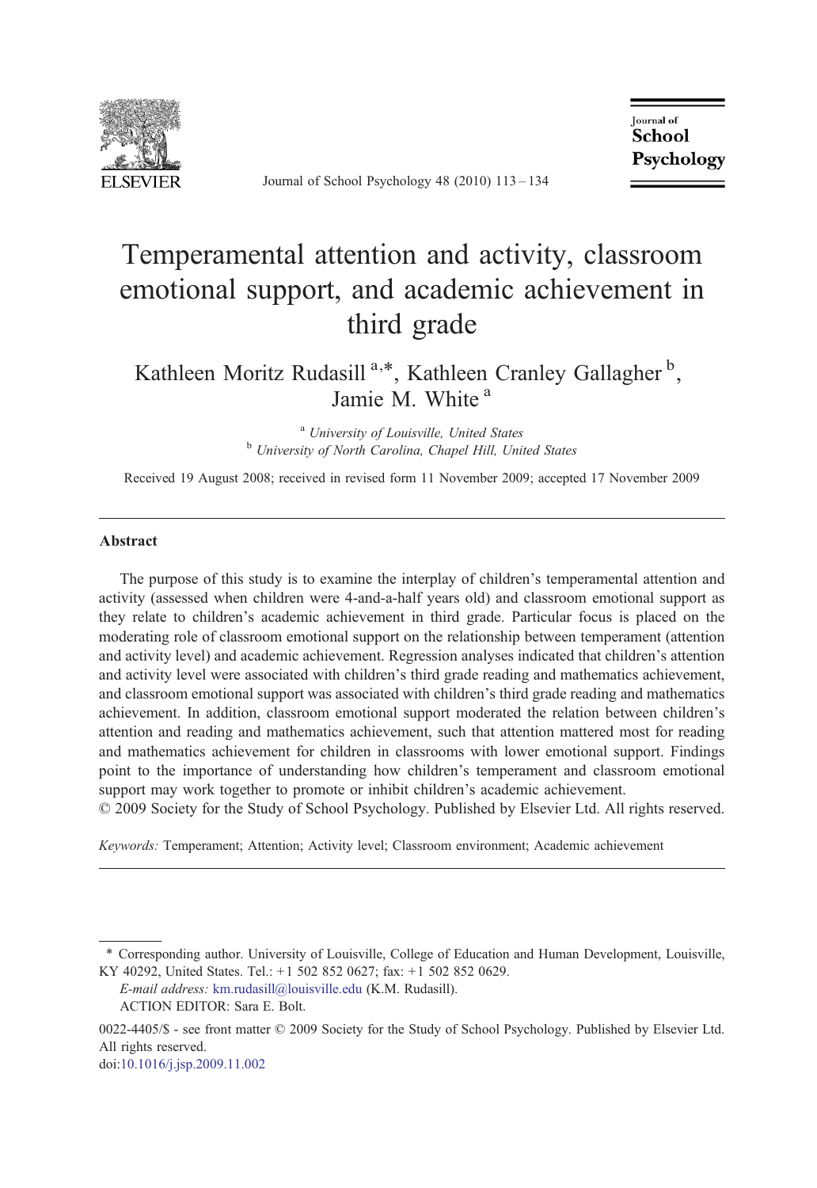# Temperamental attention and activity, classroom emotional support, and academic achievement in third grade

Kathleen Moritz Rudasill [a,*], Kathleen Cranley Gallagher [b], Jamie M. White [a]

[a] *University of Louisville, United States*
[b] *University of North Carolina, Chapel Hill, United States*

Received 19 August 2008; received in revised form 11 November 2009; accepted 17 November 2009

## Abstract

The purpose of this study is to examine the interplay of children's temperamental attention and activity (assessed when children were 4-and-a-half years old) and classroom emotional support as they relate to children's academic achievement in third grade. Particular focus is placed on the moderating role of classroom emotional support on the relationship between temperament (attention and activity level) and academic achievement. Regression analyses indicated that children's attention and activity level were associated with children's third grade reading and mathematics achievement, and classroom emotional support was associated with children's third grade reading and mathematics achievement. In addition, classroom emotional support moderated the relation between children's attention and reading and mathematics achievement, such that attention mattered most for reading and mathematics achievement for children in classrooms with lower emotional support. Findings point to the importance of understanding how children's temperament and classroom emotional support may work together to promote or inhibit children's academic achievement.

© 2009 Society for the Study of School Psychology. Published by Elsevier Ltd. All rights reserved.

*Keywords:* Temperament; Attention; Activity level; Classroom environment; Academic achievement

---

\* Corresponding author. University of Louisville, College of Education and Human Development, Louisville, KY 40292, United States. Tel.: +1 502 852 0627; fax: +1 502 852 0629.

*E-mail address:* km.rudasill@louisville.edu (K.M. Rudasill).

ACTION EDITOR: Sara E. Bolt.

0022-4405/$ - see front matter © 2009 Society for the Study of School Psychology. Published by Elsevier Ltd. All rights reserved.

doi:10.1016/j.jsp.2009.11.002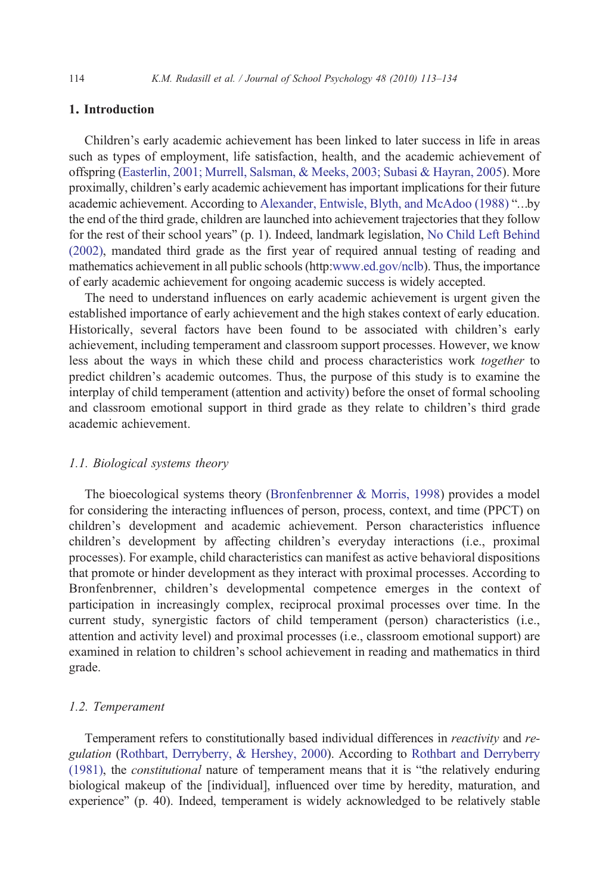## 1. Introduction

Children's early academic achievement has been linked to later success in life in areas such as types of employment, life satisfaction, health, and the academic achievement of offspring (Easterlin, 2001; Murrell, Salsman, & Meeks, 2003; Subasi & Hayran, 2005). More proximally, children's early academic achievement has important implications for their future academic achievement. According to Alexander, Entwisle, Blyth, and McAdoo (1988) "…by the end of the third grade, children are launched into achievement trajectories that they follow for the rest of their school years" (p. 1). Indeed, landmark legislation, No Child Left Behind (2002), mandated third grade as the first year of required annual testing of reading and mathematics achievement in all public schools (http:www.ed.gov/nclb). Thus, the importance of early academic achievement for ongoing academic success is widely accepted.

The need to understand influences on early academic achievement is urgent given the established importance of early achievement and the high stakes context of early education. Historically, several factors have been found to be associated with children's early achievement, including temperament and classroom support processes. However, we know less about the ways in which these child and process characteristics work *together* to predict children's academic outcomes. Thus, the purpose of this study is to examine the interplay of child temperament (attention and activity) before the onset of formal schooling and classroom emotional support in third grade as they relate to children's third grade academic achievement.

### *1.1. Biological systems theory*

The bioecological systems theory (Bronfenbrenner & Morris, 1998) provides a model for considering the interacting influences of person, process, context, and time (PPCT) on children's development and academic achievement. Person characteristics influence children's development by affecting children's everyday interactions (i.e., proximal processes). For example, child characteristics can manifest as active behavioral dispositions that promote or hinder development as they interact with proximal processes. According to Bronfenbrenner, children's developmental competence emerges in the context of participation in increasingly complex, reciprocal proximal processes over time. In the current study, synergistic factors of child temperament (person) characteristics (i.e., attention and activity level) and proximal processes (i.e., classroom emotional support) are examined in relation to children's school achievement in reading and mathematics in third grade.

### *1.2. Temperament*

Temperament refers to constitutionally based individual differences in *reactivity* and *regulation* (Rothbart, Derryberry, & Hershey, 2000). According to Rothbart and Derryberry (1981), the *constitutional* nature of temperament means that it is "the relatively enduring biological makeup of the [individual], influenced over time by heredity, maturation, and experience" (p. 40). Indeed, temperament is widely acknowledged to be relatively stable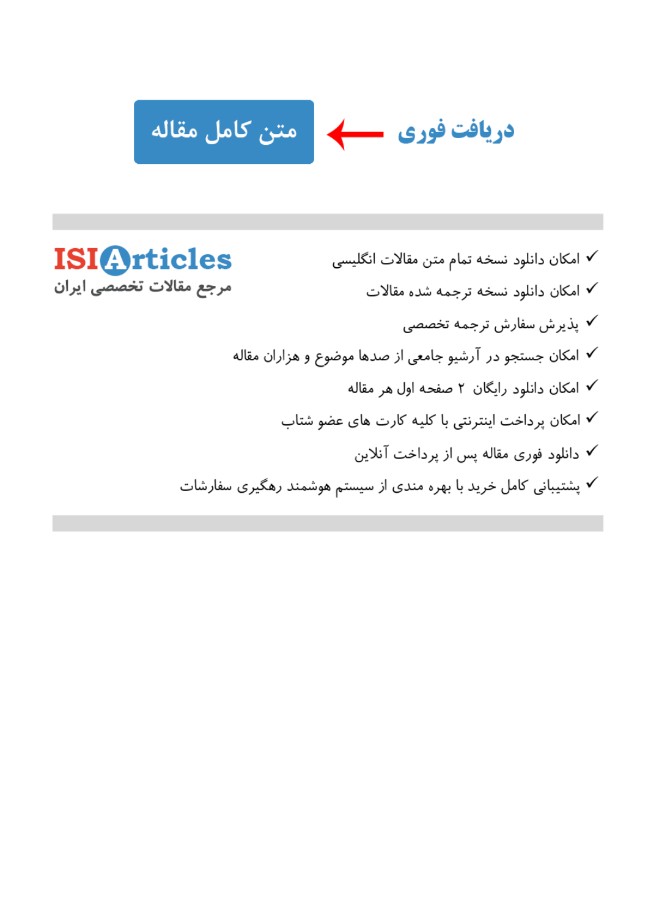دریافت فوری ← متن کامل مقاله

**ISIArticles**
مرجع مقالات تخصصی ایران

- ✓ امکان دانلود نسخه تمام متن مقالات انگلیسی
- ✓ امکان دانلود نسخه ترجمه شده مقالات
- ✓ پذیرش سفارش ترجمه تخصصی
- ✓ امکان جستجو در آرشیو جامعی از صدها موضوع و هزاران مقاله
- ✓ امکان دانلود رایگان ۲ صفحه اول هر مقاله
- ✓ امکان پرداخت اینترنتی با کلیه کارت های عضو شتاب
- ✓ دانلود فوری مقاله پس از پرداخت آنلاین
- ✓ پشتیبانی کامل خرید با بهره مندی از سیستم هوشمند رهگیری سفارشات